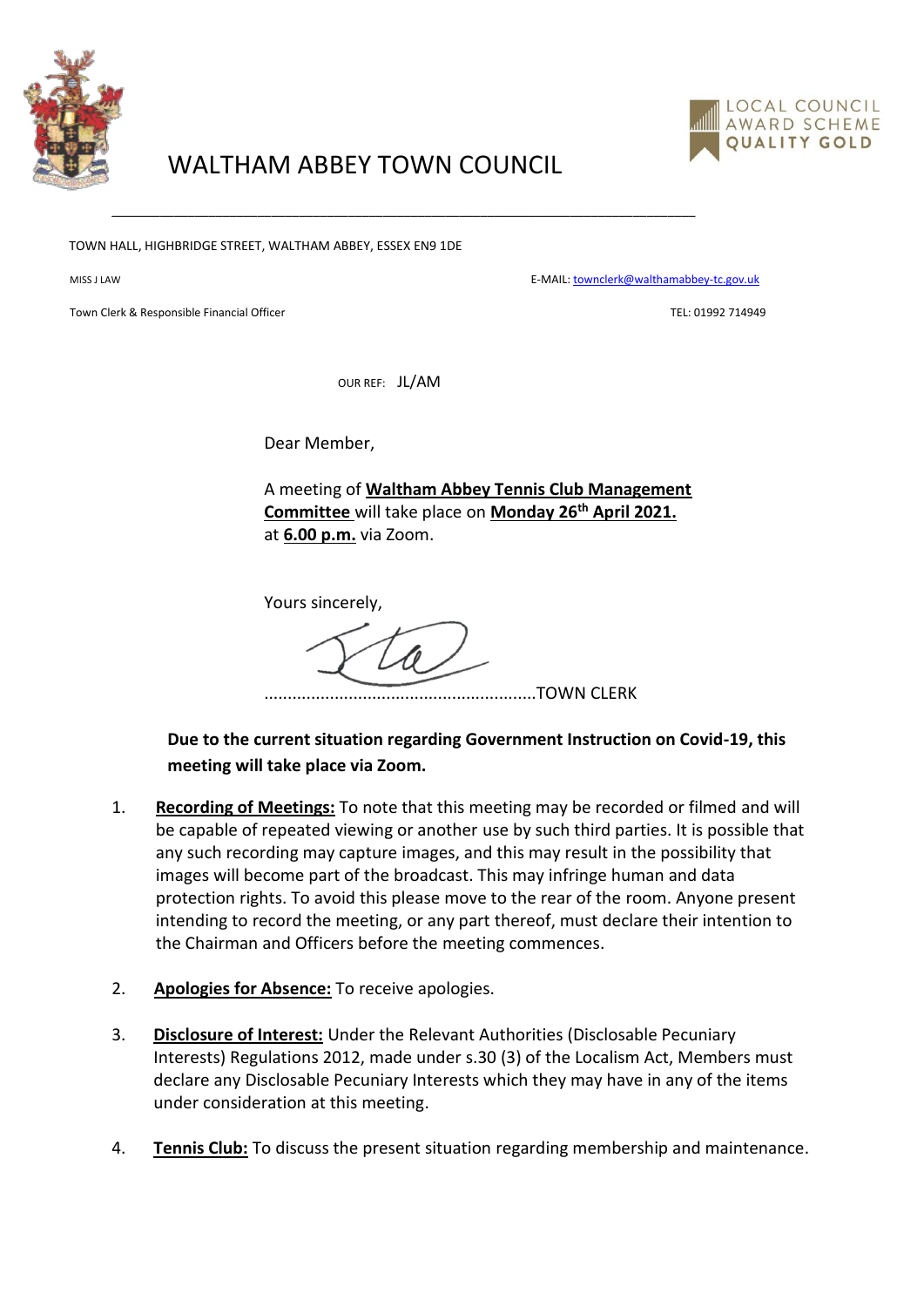# WALTHAM ABBEY TOWN COUNCIL

LOCAL COUNCIL AWARD SCHEME QUALITY GOLD

TOWN HALL, HIGHBRIDGE STREET, WALTHAM ABBEY, ESSEX EN9 1DE

MISS J LAW

Town Clerk & Responsible Financial Officer

E-MAIL: townclerk@walthamabbey-tc.gov.uk

TEL: 01992 714949

OUR REF: JL/AM

Dear Member,

A meeting of **Waltham Abbey Tennis Club Management Committee** will take place on **Monday 26th April 2021.** at **6.00 p.m.** via Zoom.

Yours sincerely,

..........................................................TOWN CLERK

**Due to the current situation regarding Government Instruction on Covid-19, this meeting will take place via Zoom.**

1. **Recording of Meetings:** To note that this meeting may be recorded or filmed and will be capable of repeated viewing or another use by such third parties. It is possible that any such recording may capture images, and this may result in the possibility that images will become part of the broadcast. This may infringe human and data protection rights. To avoid this please move to the rear of the room. Anyone present intending to record the meeting, or any part thereof, must declare their intention to the Chairman and Officers before the meeting commences.

2. **Apologies for Absence:** To receive apologies.

3. **Disclosure of Interest:** Under the Relevant Authorities (Disclosable Pecuniary Interests) Regulations 2012, made under s.30 (3) of the Localism Act, Members must declare any Disclosable Pecuniary Interests which they may have in any of the items under consideration at this meeting.

4. **Tennis Club:** To discuss the present situation regarding membership and maintenance.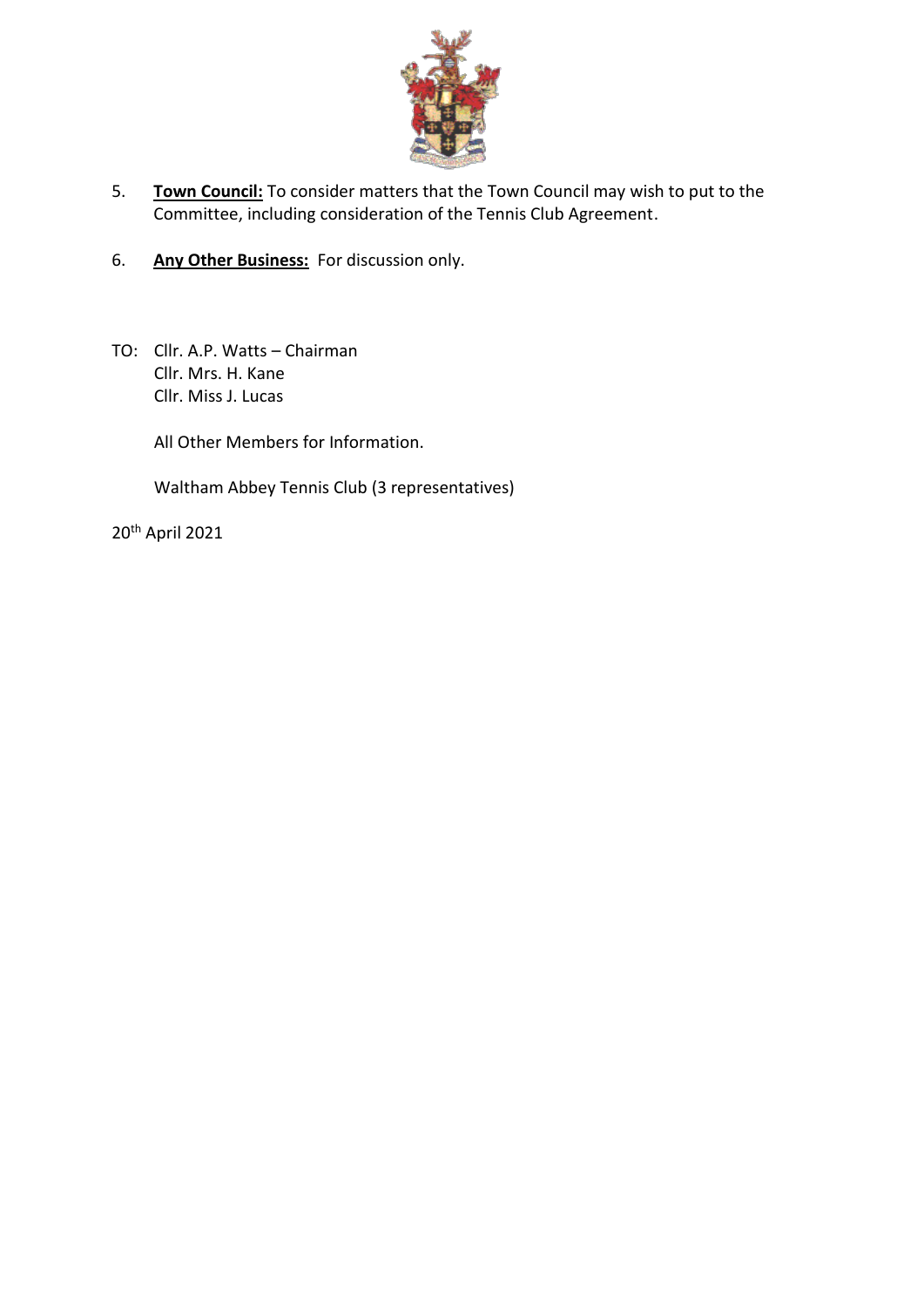5. **Town Council:** To consider matters that the Town Council may wish to put to the Committee, including consideration of the Tennis Club Agreement.

6. **Any Other Business:** For discussion only.

TO: Cllr. A.P. Watts – Chairman
Cllr. Mrs. H. Kane
Cllr. Miss J. Lucas

All Other Members for Information.

Waltham Abbey Tennis Club (3 representatives)

20th April 2021